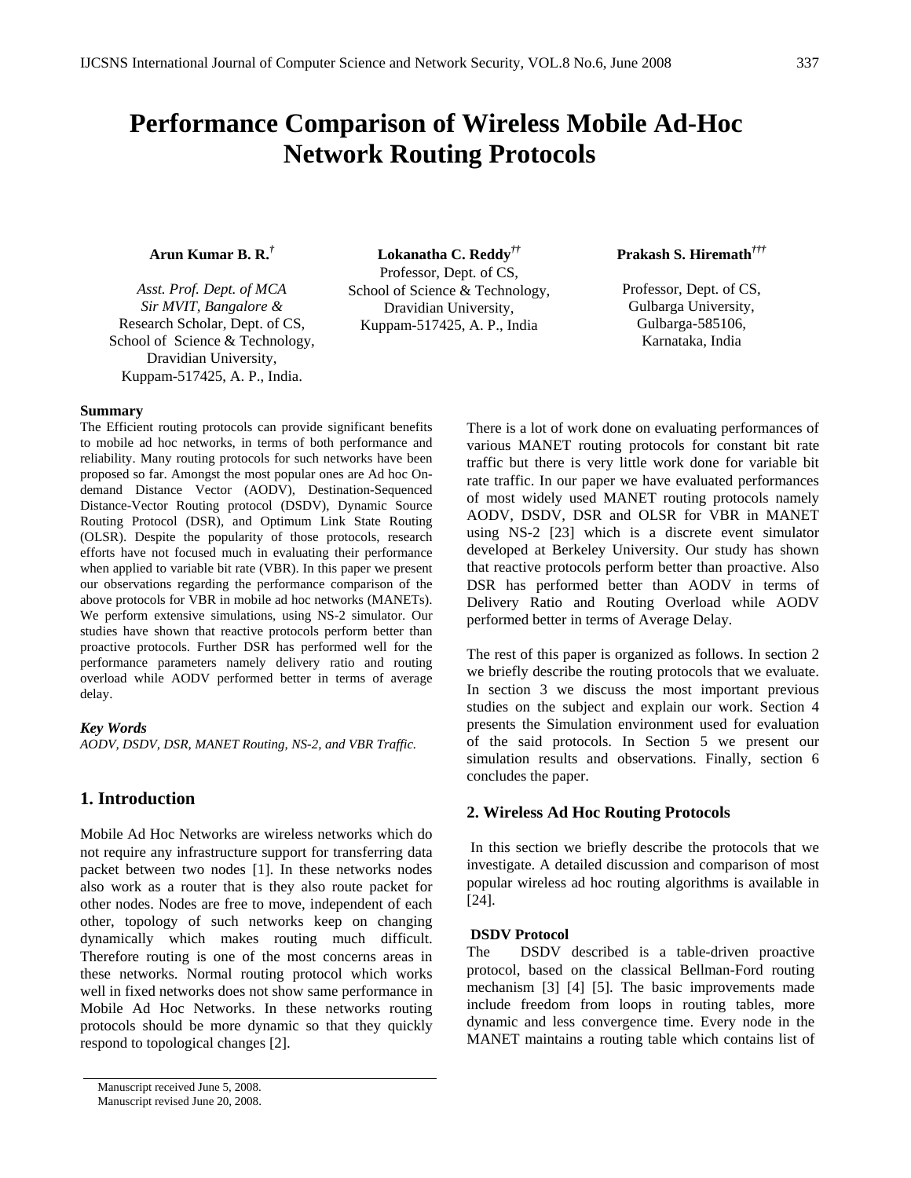# Performance Comparison of Wireless Mobile Ad-Hoc Network Routing Protocols

**Arun Kumar B. R.**†

*Asst. Prof. Dept. of MCA*
*Sir MVIT, Bangalore &*
Research Scholar, Dept. of CS,
School of Science & Technology,
Dravidian University,
Kuppam-517425, A. P., India.

**Lokanatha C. Reddy**††

Professor, Dept. of CS,
School of Science & Technology,
Dravidian University,
Kuppam-517425, A. P., India

**Prakash S. Hiremath**†††

Professor, Dept. of CS,
Gulbarga University,
Gulbarga-585106,
Karnataka, India

**Summary**

The Efficient routing protocols can provide significant benefits to mobile ad hoc networks, in terms of both performance and reliability. Many routing protocols for such networks have been proposed so far. Amongst the most popular ones are Ad hoc On-demand Distance Vector (AODV), Destination-Sequenced Distance-Vector Routing protocol (DSDV), Dynamic Source Routing Protocol (DSR), and Optimum Link State Routing (OLSR). Despite the popularity of those protocols, research efforts have not focused much in evaluating their performance when applied to variable bit rate (VBR). In this paper we present our observations regarding the performance comparison of the above protocols for VBR in mobile ad hoc networks (MANETs). We perform extensive simulations, using NS-2 simulator. Our studies have shown that reactive protocols perform better than proactive protocols. Further DSR has performed well for the performance parameters namely delivery ratio and routing overload while AODV performed better in terms of average delay.

***Key Words***

*AODV, DSDV, DSR, MANET Routing, NS-2, and VBR Traffic.*

## 1. Introduction

Mobile Ad Hoc Networks are wireless networks which do not require any infrastructure support for transferring data packet between two nodes [1]. In these networks nodes also work as a router that is they also route packet for other nodes. Nodes are free to move, independent of each other, topology of such networks keep on changing dynamically which makes routing much difficult. Therefore routing is one of the most concerns areas in these networks. Normal routing protocol which works well in fixed networks does not show same performance in Mobile Ad Hoc Networks. In these networks routing protocols should be more dynamic so that they quickly respond to topological changes [2].

There is a lot of work done on evaluating performances of various MANET routing protocols for constant bit rate traffic but there is very little work done for variable bit rate traffic. In our paper we have evaluated performances of most widely used MANET routing protocols namely AODV, DSDV, DSR and OLSR for VBR in MANET using NS-2 [23] which is a discrete event simulator developed at Berkeley University. Our study has shown that reactive protocols perform better than proactive. Also DSR has performed better than AODV in terms of Delivery Ratio and Routing Overload while AODV performed better in terms of Average Delay.

The rest of this paper is organized as follows. In section 2 we briefly describe the routing protocols that we evaluate. In section 3 we discuss the most important previous studies on the subject and explain our work. Section 4 presents the Simulation environment used for evaluation of the said protocols. In Section 5 we present our simulation results and observations. Finally, section 6 concludes the paper.

## 2. Wireless Ad Hoc Routing Protocols

In this section we briefly describe the protocols that we investigate. A detailed discussion and comparison of most popular wireless ad hoc routing algorithms is available in [24].

### DSDV Protocol

The DSDV described is a table-driven proactive protocol, based on the classical Bellman-Ford routing mechanism [3] [4] [5]. The basic improvements made include freedom from loops in routing tables, more dynamic and less convergence time. Every node in the MANET maintains a routing table which contains list of

Manuscript received June 5, 2008.
Manuscript revised June 20, 2008.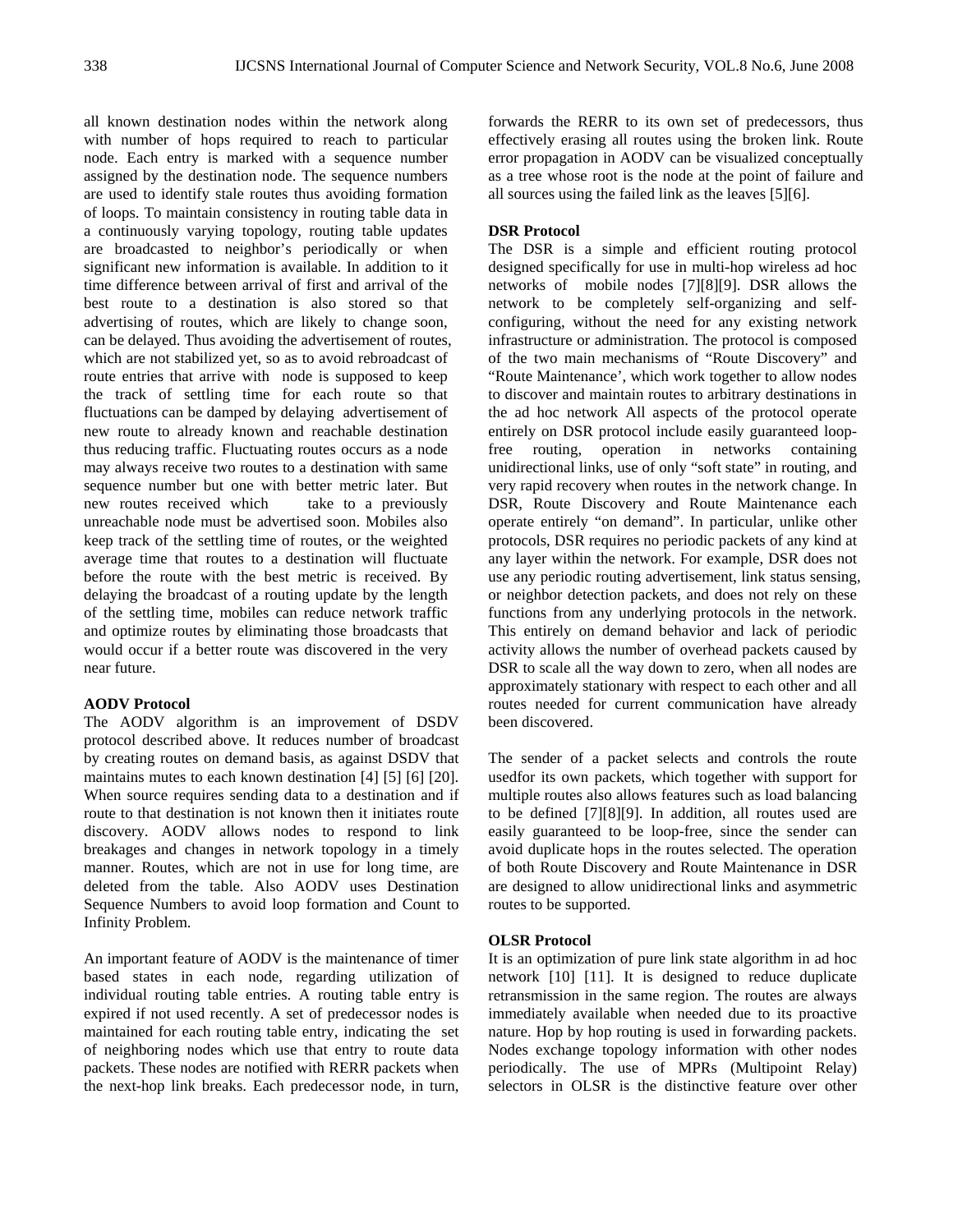all known destination nodes within the network along with number of hops required to reach to particular node. Each entry is marked with a sequence number assigned by the destination node. The sequence numbers are used to identify stale routes thus avoiding formation of loops. To maintain consistency in routing table data in a continuously varying topology, routing table updates are broadcasted to neighbor's periodically or when significant new information is available. In addition to it time difference between arrival of first and arrival of the best route to a destination is also stored so that advertising of routes, which are likely to change soon, can be delayed. Thus avoiding the advertisement of routes, which are not stabilized yet, so as to avoid rebroadcast of route entries that arrive with node is supposed to keep the track of settling time for each route so that fluctuations can be damped by delaying advertisement of new route to already known and reachable destination thus reducing traffic. Fluctuating routes occurs as a node may always receive two routes to a destination with same sequence number but one with better metric later. But new routes received which take to a previously unreachable node must be advertised soon. Mobiles also keep track of the settling time of routes, or the weighted average time that routes to a destination will fluctuate before the route with the best metric is received. By delaying the broadcast of a routing update by the length of the settling time, mobiles can reduce network traffic and optimize routes by eliminating those broadcasts that would occur if a better route was discovered in the very near future.

**AODV Protocol**

The AODV algorithm is an improvement of DSDV protocol described above. It reduces number of broadcast by creating routes on demand basis, as against DSDV that maintains mutes to each known destination [4] [5] [6] [20]. When source requires sending data to a destination and if route to that destination is not known then it initiates route discovery. AODV allows nodes to respond to link breakages and changes in network topology in a timely manner. Routes, which are not in use for long time, are deleted from the table. Also AODV uses Destination Sequence Numbers to avoid loop formation and Count to Infinity Problem.

An important feature of AODV is the maintenance of timer based states in each node, regarding utilization of individual routing table entries. A routing table entry is expired if not used recently. A set of predecessor nodes is maintained for each routing table entry, indicating the set of neighboring nodes which use that entry to route data packets. These nodes are notified with RERR packets when the next-hop link breaks. Each predecessor node, in turn, forwards the RERR to its own set of predecessors, thus effectively erasing all routes using the broken link. Route error propagation in AODV can be visualized conceptually as a tree whose root is the node at the point of failure and all sources using the failed link as the leaves [5][6].

**DSR Protocol**

The DSR is a simple and efficient routing protocol designed specifically for use in multi-hop wireless ad hoc networks of mobile nodes [7][8][9]. DSR allows the network to be completely self-organizing and self-configuring, without the need for any existing network infrastructure or administration. The protocol is composed of the two main mechanisms of "Route Discovery" and "Route Maintenance', which work together to allow nodes to discover and maintain routes to arbitrary destinations in the ad hoc network All aspects of the protocol operate entirely on DSR protocol include easily guaranteed loop-free routing, operation in networks containing unidirectional links, use of only "soft state" in routing, and very rapid recovery when routes in the network change. In DSR, Route Discovery and Route Maintenance each operate entirely "on demand". In particular, unlike other protocols, DSR requires no periodic packets of any kind at any layer within the network. For example, DSR does not use any periodic routing advertisement, link status sensing, or neighbor detection packets, and does not rely on these functions from any underlying protocols in the network. This entirely on demand behavior and lack of periodic activity allows the number of overhead packets caused by DSR to scale all the way down to zero, when all nodes are approximately stationary with respect to each other and all routes needed for current communication have already been discovered.

The sender of a packet selects and controls the route usedfor its own packets, which together with support for multiple routes also allows features such as load balancing to be defined [7][8][9]. In addition, all routes used are easily guaranteed to be loop-free, since the sender can avoid duplicate hops in the routes selected. The operation of both Route Discovery and Route Maintenance in DSR are designed to allow unidirectional links and asymmetric routes to be supported.

**OLSR Protocol**

It is an optimization of pure link state algorithm in ad hoc network [10] [11]. It is designed to reduce duplicate retransmission in the same region. The routes are always immediately available when needed due to its proactive nature. Hop by hop routing is used in forwarding packets. Nodes exchange topology information with other nodes periodically. The use of MPRs (Multipoint Relay) selectors in OLSR is the distinctive feature over other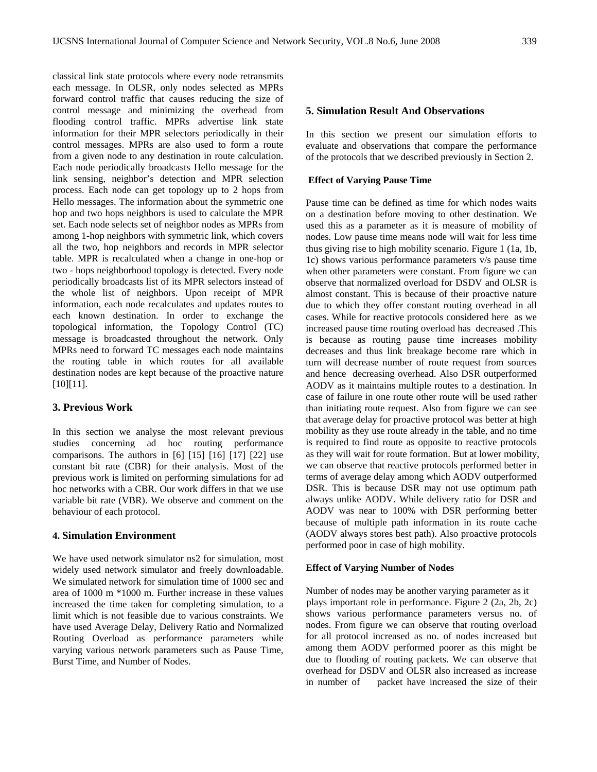classical link state protocols where every node retransmits each message. In OLSR, only nodes selected as MPRs forward control traffic that causes reducing the size of control message and minimizing the overhead from flooding control traffic. MPRs advertise link state information for their MPR selectors periodically in their control messages. MPRs are also used to form a route from a given node to any destination in route calculation. Each node periodically broadcasts Hello message for the link sensing, neighbor's detection and MPR selection process. Each node can get topology up to 2 hops from Hello messages. The information about the symmetric one hop and two hops neighbors is used to calculate the MPR set. Each node selects set of neighbor nodes as MPRs from among 1-hop neighbors with symmetric link, which covers all the two, hop neighbors and records in MPR selector table. MPR is recalculated when a change in one-hop or two - hops neighborhood topology is detected. Every node periodically broadcasts list of its MPR selectors instead of the whole list of neighbors. Upon receipt of MPR information, each node recalculates and updates routes to each known destination. In order to exchange the topological information, the Topology Control (TC) message is broadcasted throughout the network. Only MPRs need to forward TC messages each node maintains the routing table in which routes for all available destination nodes are kept because of the proactive nature [10][11].

## 3. Previous Work

In this section we analyse the most relevant previous studies concerning ad hoc routing performance comparisons. The authors in [6] [15] [16] [17] [22] use constant bit rate (CBR) for their analysis. Most of the previous work is limited on performing simulations for ad hoc networks with a CBR. Our work differs in that we use variable bit rate (VBR). We observe and comment on the behaviour of each protocol.

## 4. Simulation Environment

We have used network simulator ns2 for simulation, most widely used network simulator and freely downloadable. We simulated network for simulation time of 1000 sec and area of 1000 m *1000 m. Further increase in these values increased the time taken for completing simulation, to a limit which is not feasible due to various constraints. We have used Average Delay, Delivery Ratio and Normalized Routing Overload as performance parameters while varying various network parameters such as Pause Time, Burst Time, and Number of Nodes.

## 5. Simulation Result And Observations

In this section we present our simulation efforts to evaluate and observations that compare the performance of the protocols that we described previously in Section 2.

**Effect of Varying Pause Time**

Pause time can be defined as time for which nodes waits on a destination before moving to other destination. We used this as a parameter as it is measure of mobility of nodes. Low pause time means node will wait for less time thus giving rise to high mobility scenario. Figure 1 (1a, 1b, 1c) shows various performance parameters v/s pause time when other parameters were constant. From figure we can observe that normalized overload for DSDV and OLSR is almost constant. This is because of their proactive nature due to which they offer constant routing overhead in all cases. While for reactive protocols considered here as we increased pause time routing overload has decreased .This is because as routing pause time increases mobility decreases and thus link breakage become rare which in turn will decrease number of route request from sources and hence decreasing overhead. Also DSR outperformed AODV as it maintains multiple routes to a destination. In case of failure in one route other route will be used rather than initiating route request. Also from figure we can see that average delay for proactive protocol was better at high mobility as they use route already in the table, and no time is required to find route as opposite to reactive protocols as they will wait for route formation. But at lower mobility, we can observe that reactive protocols performed better in terms of average delay among which AODV outperformed DSR. This is because DSR may not use optimum path always unlike AODV. While delivery ratio for DSR and AODV was near to 100% with DSR performing better because of multiple path information in its route cache (AODV always stores best path). Also proactive protocols performed poor in case of high mobility.

**Effect of Varying Number of Nodes**

Number of nodes may be another varying parameter as it plays important role in performance. Figure 2 (2a, 2b, 2c) shows various performance parameters versus no. of nodes. From figure we can observe that routing overload for all protocol increased as no. of nodes increased but among them AODV performed poorer as this might be due to flooding of routing packets. We can observe that overhead for DSDV and OLSR also increased as increase in number of packet have increased the size of their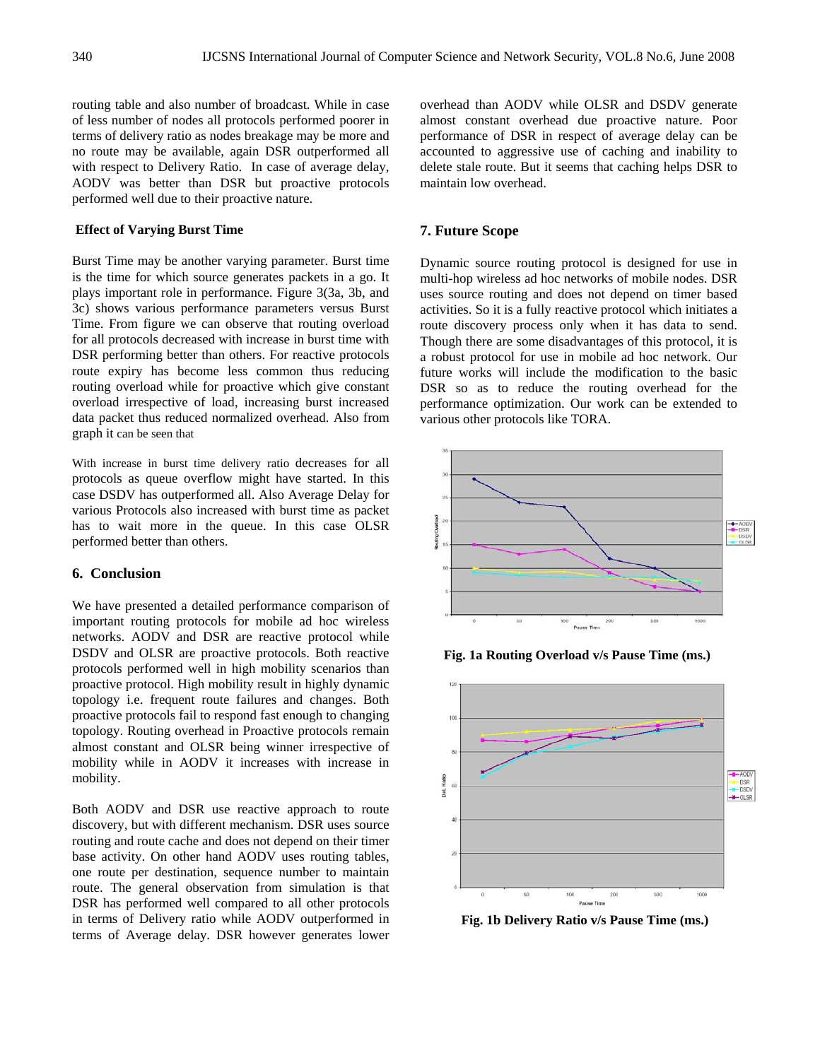routing table and also number of broadcast. While in case of less number of nodes all protocols performed poorer in terms of delivery ratio as nodes breakage may be more and no route may be available, again DSR outperformed all with respect to Delivery Ratio. In case of average delay, AODV was better than DSR but proactive protocols performed well due to their proactive nature.

**Effect of Varying Burst Time**

Burst Time may be another varying parameter. Burst time is the time for which source generates packets in a go. It plays important role in performance. Figure 3(3a, 3b, and 3c) shows various performance parameters versus Burst Time. From figure we can observe that routing overload for all protocols decreased with increase in burst time with DSR performing better than others. For reactive protocols route expiry has become less common thus reducing routing overload while for proactive which give constant overload irrespective of load, increasing burst increased data packet thus reduced normalized overhead. Also from graph it can be seen that

With increase in burst time delivery ratio decreases for all protocols as queue overflow might have started. In this case DSDV has outperformed all. Also Average Delay for various Protocols also increased with burst time as packet has to wait more in the queue. In this case OLSR performed better than others.

## 6. Conclusion

We have presented a detailed performance comparison of important routing protocols for mobile ad hoc wireless networks. AODV and DSR are reactive protocol while DSDV and OLSR are proactive protocols. Both reactive protocols performed well in high mobility scenarios than proactive protocol. High mobility result in highly dynamic topology i.e. frequent route failures and changes. Both proactive protocols fail to respond fast enough to changing topology. Routing overhead in Proactive protocols remain almost constant and OLSR being winner irrespective of mobility while in AODV it increases with increase in mobility.

Both AODV and DSR use reactive approach to route discovery, but with different mechanism. DSR uses source routing and route cache and does not depend on their timer base activity. On other hand AODV uses routing tables, one route per destination, sequence number to maintain route. The general observation from simulation is that DSR has performed well compared to all other protocols in terms of Delivery ratio while AODV outperformed in terms of Average delay. DSR however generates lower overhead than AODV while OLSR and DSDV generate almost constant overhead due proactive nature. Poor performance of DSR in respect of average delay can be accounted to aggressive use of caching and inability to delete stale route. But it seems that caching helps DSR to maintain low overhead.

## 7. Future Scope

Dynamic source routing protocol is designed for use in multi-hop wireless ad hoc networks of mobile nodes. DSR uses source routing and does not depend on timer based activities. So it is a fully reactive protocol which initiates a route discovery process only when it has data to send. Though there are some disadvantages of this protocol, it is a robust protocol for use in mobile ad hoc network. Our future works will include the modification to the basic DSR so as to reduce the routing overhead for the performance optimization. Our work can be extended to various other protocols like TORA.

**Fig. 1a Routing Overload v/s Pause Time (ms.)**

**Fig. 1b Delivery Ratio v/s Pause Time (ms.)**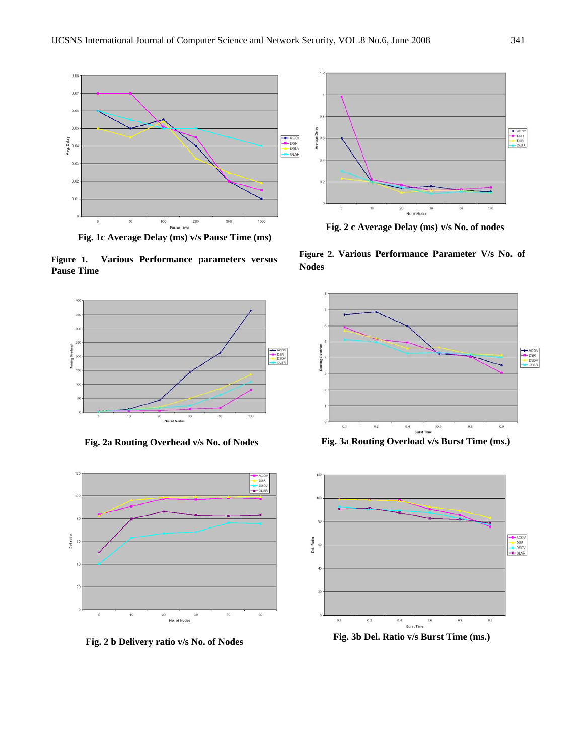Fig. 1c Average Delay (ms) v/s Pause Time (ms)

**Figure 1. Various Performance parameters versus Pause Time**

Fig. 2 c Average Delay (ms) v/s No. of nodes

**Figure 2. Various Performance Parameter V/s No. of Nodes**

Fig. 2a Routing Overhead v/s No. of Nodes

Fig. 3a Routing Overload v/s Burst Time (ms.)

Fig. 2 b Delivery ratio v/s No. of Nodes

Fig. 3b Del. Ratio v/s Burst Time (ms.)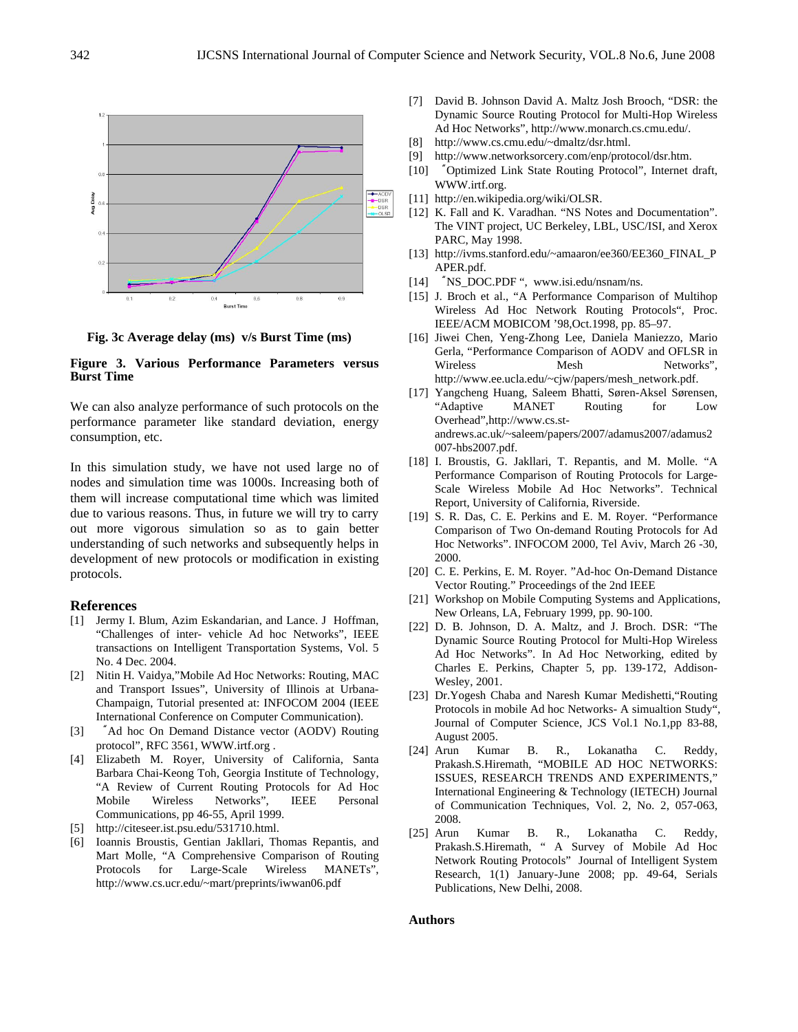Fig. 3c Average delay (ms) v/s Burst Time (ms)

**Figure 3. Various Performance Parameters versus Burst Time**

We can also analyze performance of such protocols on the performance parameter like standard deviation, energy consumption, etc.

In this simulation study, we have not used large no of nodes and simulation time was 1000s. Increasing both of them will increase computational time which was limited due to various reasons. Thus, in future we will try to carry out more vigorous simulation so as to gain better understanding of such networks and subsequently helps in development of new protocols or modification in existing protocols.

## References

[1] Jermy I. Blum, Azim Eskandarian, and Lance. J Hoffman, "Challenges of inter- vehicle Ad hoc Networks", IEEE transactions on Intelligent Transportation Systems, Vol. 5 No. 4 Dec. 2004.

[2] Nitin H. Vaidya,"Mobile Ad Hoc Networks: Routing, MAC and Transport Issues", University of Illinois at Urbana-Champaign, Tutorial presented at: INFOCOM 2004 (IEEE International Conference on Computer Communication).

[3] "Ad hoc On Demand Distance vector (AODV) Routing protocol", RFC 3561, WWW.irtf.org .

[4] Elizabeth M. Royer, University of California, Santa Barbara Chai-Keong Toh, Georgia Institute of Technology, "A Review of Current Routing Protocols for Ad Hoc Mobile Wireless Networks", IEEE Personal Communications, pp 46-55, April 1999.

[5] http://citeseer.ist.psu.edu/531710.html.

[6] Ioannis Broustis, Gentian Jakllari, Thomas Repantis, and Mart Molle, "A Comprehensive Comparison of Routing Protocols for Large-Scale Wireless MANETs", http://www.cs.ucr.edu/~mart/preprints/iwwan06.pdf

[7] David B. Johnson David A. Maltz Josh Brooch, "DSR: the Dynamic Source Routing Protocol for Multi-Hop Wireless Ad Hoc Networks", http://www.monarch.cs.cmu.edu/.

[8] http://www.cs.cmu.edu/~dmaltz/dsr.html.

[9] http://www.networksorcery.com/enp/protocol/dsr.htm.

[10] "Optimized Link State Routing Protocol", Internet draft, WWW.irtf.org.

[11] http://en.wikipedia.org/wiki/OLSR.

[12] K. Fall and K. Varadhan. "NS Notes and Documentation". The VINT project, UC Berkeley, LBL, USC/ISI, and Xerox PARC, May 1998.

[13] http://ivms.stanford.edu/~amaaron/ee360/EE360_FINAL_PAPER.pdf.

[14] "NS_DOC.PDF ", www.isi.edu/nsnam/ns.

[15] J. Broch et al., "A Performance Comparison of Multihop Wireless Ad Hoc Network Routing Protocols", Proc. IEEE/ACM MOBICOM '98,Oct.1998, pp. 85–97.

[16] Jiwei Chen, Yeng-Zhong Lee, Daniela Maniezzo, Mario Gerla, "Performance Comparison of AODV and OFLSR in Wireless Mesh Networks", http://www.ee.ucla.edu/~cjw/papers/mesh_network.pdf.

[17] Yangcheng Huang, Saleem Bhatti, Søren-Aksel Sørensen, "Adaptive MANET Routing for Low Overhead",http://www.cs.st-andrews.ac.uk/~saleem/papers/2007/adamus2007/adamus2007-hbs2007.pdf.

[18] I. Broustis, G. Jakllari, T. Repantis, and M. Molle. "A Performance Comparison of Routing Protocols for Large-Scale Wireless Mobile Ad Hoc Networks". Technical Report, University of California, Riverside.

[19] S. R. Das, C. E. Perkins and E. M. Royer. "Performance Comparison of Two On-demand Routing Protocols for Ad Hoc Networks". INFOCOM 2000, Tel Aviv, March 26 -30, 2000.

[20] C. E. Perkins, E. M. Royer. "Ad-hoc On-Demand Distance Vector Routing." Proceedings of the 2nd IEEE

[21] Workshop on Mobile Computing Systems and Applications, New Orleans, LA, February 1999, pp. 90-100.

[22] D. B. Johnson, D. A. Maltz, and J. Broch. DSR: "The Dynamic Source Routing Protocol for Multi-Hop Wireless Ad Hoc Networks". In Ad Hoc Networking, edited by Charles E. Perkins, Chapter 5, pp. 139-172, Addison-Wesley, 2001.

[23] Dr.Yogesh Chaba and Naresh Kumar Medishetti,"Routing Protocols in mobile Ad hoc Networks- A simualtion Study", Journal of Computer Science, JCS Vol.1 No.1,pp 83-88, August 2005.

[24] Arun Kumar B. R., Lokanatha C. Reddy, Prakash.S.Hiremath, "MOBILE AD HOC NETWORKS: ISSUES, RESEARCH TRENDS AND EXPERIMENTS," International Engineering & Technology (IETECH) Journal of Communication Techniques, Vol. 2, No. 2, 057-063, 2008.

[25] Arun Kumar B. R., Lokanatha C. Reddy, Prakash.S.Hiremath, " A Survey of Mobile Ad Hoc Network Routing Protocols" Journal of Intelligent System Research, 1(1) January-June 2008; pp. 49-64, Serials Publications, New Delhi, 2008.

**Authors**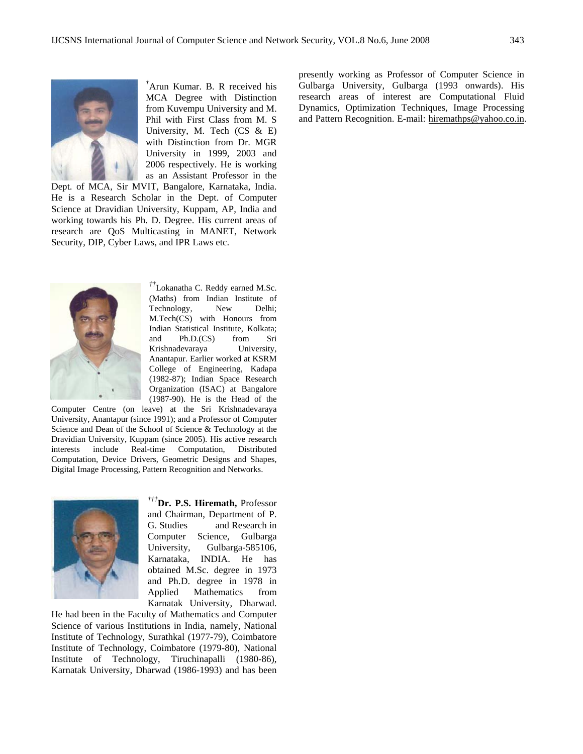[†]Arun Kumar. B. R received his MCA Degree with Distinction from Kuvempu University and M. Phil with First Class from M. S University, M. Tech (CS & E) with Distinction from Dr. MGR University in 1999, 2003 and 2006 respectively. He is working as an Assistant Professor in the Dept. of MCA, Sir MVIT, Bangalore, Karnataka, India. He is a Research Scholar in the Dept. of Computer Science at Dravidian University, Kuppam, AP, India and working towards his Ph. D. Degree. His current areas of research are QoS Multicasting in MANET, Network Security, DIP, Cyber Laws, and IPR Laws etc.

[††]Lokanatha C. Reddy earned M.Sc. (Maths) from Indian Institute of Technology, New Delhi; M.Tech(CS) with Honours from Indian Statistical Institute, Kolkata; and Ph.D.(CS) from Sri Krishnadevaraya University, Anantapur. Earlier worked at KSRM College of Engineering, Kadapa (1982-87); Indian Space Research Organization (ISAC) at Bangalore (1987-90). He is the Head of the Computer Centre (on leave) at the Sri Krishnadevaraya University, Anantapur (since 1991); and a Professor of Computer Science and Dean of the School of Science & Technology at the Dravidian University, Kuppam (since 2005). His active research interests include Real-time Computation, Distributed Computation, Device Drivers, Geometric Designs and Shapes, Digital Image Processing, Pattern Recognition and Networks.

[†††]**Dr. P.S. Hiremath,** Professor and Chairman, Department of P. G. Studies and Research in Computer Science, Gulbarga University, Gulbarga-585106, Karnataka, INDIA. He has obtained M.Sc. degree in 1973 and Ph.D. degree in 1978 in Applied Mathematics from Karnatak University, Dharwad. He had been in the Faculty of Mathematics and Computer Science of various Institutions in India, namely, National Institute of Technology, Surathkal (1977-79), Coimbatore Institute of Technology, Coimbatore (1979-80), National Institute of Technology, Tiruchinapalli (1980-86), Karnatak University, Dharwad (1986-1993) and has been presently working as Professor of Computer Science in Gulbarga University, Gulbarga (1993 onwards). His research areas of interest are Computational Fluid Dynamics, Optimization Techniques, Image Processing and Pattern Recognition. E-mail: hiremathps@yahoo.co.in.